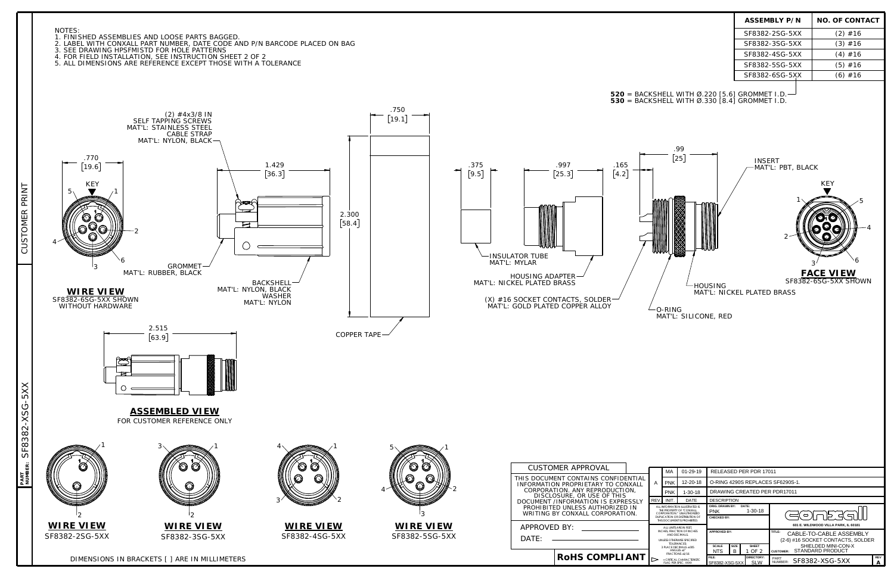NOTES:
1. FINISHED ASSEMBLIES AND LOOSE PARTS BAGGED.
2. LABEL WITH CONXALL PART NUMBER, DATE CODE AND P/N BARCODE PLACED ON BAG
3. SEE DRAWING HPSFMISTD FOR HOLE PATTERNS
4. FOR FIELD INSTALLATION, SEE INSTRUCTION SHEET 2 OF 2
5. ALL DIMENSIONS ARE REFERENCE EXCEPT THOSE WITH A TOLERANCE

| ASSEMBLY P/N | NO. OF CONTACT |
|---|---|
| SF8382-2SG-5XX | (2) #16 |
| SF8382-3SG-5XX | (3) #16 |
| SF8382-4SG-5XX | (4) #16 |
| SF8382-5SG-5XX | (5) #16 |
| SF8382-6SG-5XX | (6) #16 |

**520** = BACKSHELL WITH Ø.220 [5.6] GROMMET I.D.
**530** = BACKSHELL WITH Ø.330 [8.4] GROMMET I.D.

.770 [19.6]

KEY

**WIRE VIEW**
SF8382-6SG-5XX SHOWN
WITHOUT HARDWARE

(2) #4x3/8 IN SELF TAPPING SCREWS MAT'L: STAINLESS STEEL
CABLE STRAP MAT'L: NYLON, BLACK

1.429 [36.3]

GROMMET MAT'L: RUBBER, BLACK

BACKSHELL MAT'L: NYLON, BLACK
WASHER MAT'L: NYLON

.750 [19.1]

2.300 [58.4]

COPPER TAPE

.375 [9.5]

INSULATOR TUBE MAT'L: MYLAR

.997 [25.3]

HOUSING ADAPTER MAT'L: NICKEL PLATED BRASS

.165 [4.2]

.99 [25]

(X) #16 SOCKET CONTACTS, SOLDER MAT'L: GOLD PLATED COPPER ALLOY

O-RING MAT'L: SILICONE, RED

HOUSING MAT'L: NICKEL PLATED BRASS

INSERT MAT'L: PBT, BLACK

KEY

**FACE VIEW**
SF8382-6SG-5XX SHOWN

2.515 [63.9]

**ASSEMBLED VIEW**
FOR CUSTOMER REFERENCE ONLY

**WIRE VIEW**
SF8382-2SG-5XX

**WIRE VIEW**
SF8382-3SG-5XX

**WIRE VIEW**
SF8382-4SG-5XX

**WIRE VIEW**
SF8382-5SG-5XX

DIMENSIONS IN BRACKETS [ ] ARE IN MILLIMETERS

CUSTOMER APPROVAL

THIS DOCUMENT CONTAINS CONFIDENTIAL INFORMATION PROPRIETARY TO CONXALL CORPORATION. ANY REPRODUCTION, DISCLOSURE, OR USE OF THIS DOCUMENT /INFORMATION IS EXPRESSLY PROHIBITED UNLESS AUTHORIZED IN WRITING BY CONXALL CORPORATION.

APPROVED BY: ____________

DATE: ____________

**RoHS COMPLIANT**

| REV | INIT. | DATE | DESCRIPTION |
|---|---|---|---|
| | MA | 01-29-19 | RELEASED PER PDR 17011 |
| A | PNK | 12-20-18 | O-RING 4290S REPLACES SF6290S-1. |
| | PNK | 1-30-18 | DRAWING CREATED PER PDR17011 |

ALL INFORMATION ILLUSTRATED IS THE PROPERTY OF CONXALL CORPORATION. UNAUTHORIZED DUPLICATION OR DISTRIBUTION OF THIS DOCUMENT IS PROHIBITED.

ALL UNITS ARE IN FEET, INCHES, FRACTION OF INCHES AND DECIMALS.
UNLESS OTHERWISE SPECIFIED TOLERANCES:
3 PLACE DECIMALS ±.005
ANGLES ±1
FRACTIONS ±1/16

= CRITICAL CHARACTERISTIC FLAG PER SPEC. XXXX

ORIG. DRAWN BY: PNK DATE: 1-30-18
CHECKED BY:
APPROVED BY:

SCALE: NTS | SIZE: B | SHEET: 1 OF 2
FILE: SF8382-XSG-5XX | DIRECTORY: SLW

conxall
601 E. WILDWOOD VILLA PARK, IL 60181

TITLE: CABLE-TO-CABLE ASSEMBLY (2-6) #16 SOCKET CONTACTS, SOLDER SHIELDED MINI-CON-X
CUSTOMER: STANDARD PRODUCT

PART NUMBER: SF8382-XSG-5XX | REV A

CUSTOMER PRINT

PART NUMBER: SF8382-XSG-5XX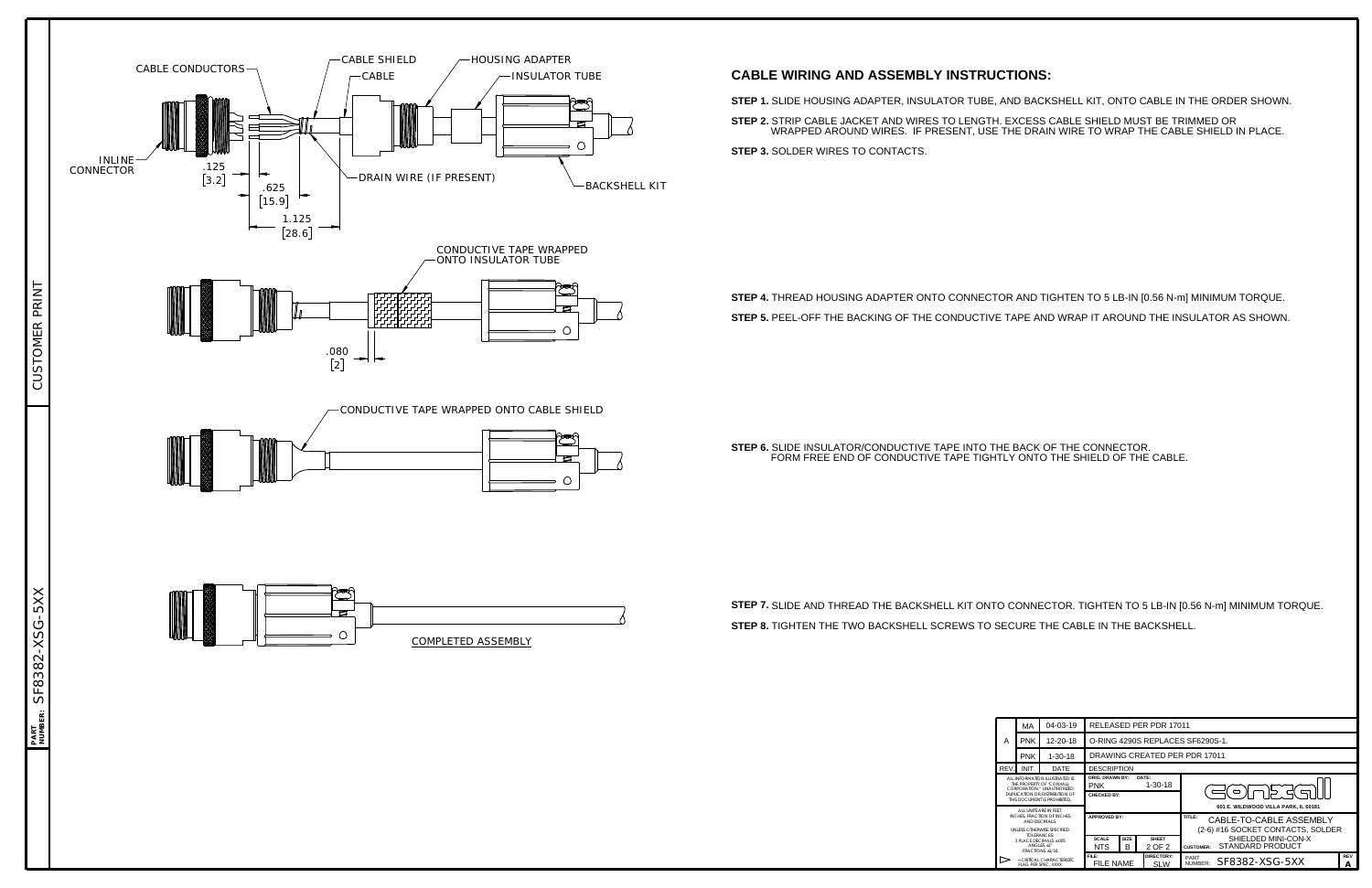## CABLE WIRING AND ASSEMBLY INSTRUCTIONS:

**STEP 1.** SLIDE HOUSING ADAPTER, INSULATOR TUBE, AND BACKSHELL KIT, ONTO CABLE IN THE ORDER SHOWN.

**STEP 2.** STRIP CABLE JACKET AND WIRES TO LENGTH. EXCESS CABLE SHIELD MUST BE TRIMMED OR WRAPPED AROUND WIRES. IF PRESENT, USE THE DRAIN WIRE TO WRAP THE CABLE SHIELD IN PLACE.

**STEP 3.** SOLDER WIRES TO CONTACTS.

CABLE CONDUCTORS
CABLE SHIELD
CABLE
HOUSING ADAPTER
INSULATOR TUBE
INLINE CONNECTOR
DRAIN WIRE (IF PRESENT)
BACKSHELL KIT
.125 [3.2]
.625 [15.9]
1.125 [28.6]

**STEP 4.** THREAD HOUSING ADAPTER ONTO CONNECTOR AND TIGHTEN TO 5 LB-IN [0.56 N-m] MINIMUM TORQUE.

**STEP 5.** PEEL-OFF THE BACKING OF THE CONDUCTIVE TAPE AND WRAP IT AROUND THE INSULATOR AS SHOWN.

CONDUCTIVE TAPE WRAPPED ONTO INSULATOR TUBE
.080 [2]

**STEP 6.** SLIDE INSULATOR/CONDUCTIVE TAPE INTO THE BACK OF THE CONNECTOR. FORM FREE END OF CONDUCTIVE TAPE TIGHTLY ONTO THE SHIELD OF THE CABLE.

CONDUCTIVE TAPE WRAPPED ONTO CABLE SHIELD

**STEP 7.** SLIDE AND THREAD THE BACKSHELL KIT ONTO CONNECTOR. TIGHTEN TO 5 LB-IN [0.56 N-m] MINIMUM TORQUE.

**STEP 8.** TIGHTEN THE TWO BACKSHELL SCREWS TO SECURE THE CABLE IN THE BACKSHELL.

COMPLETED ASSEMBLY

| REV | INIT. | DATE | DESCRIPTION |
|---|---|---|---|
| | MA | 04-03-19 | RELEASED PER PDR 17011 |
| A | PNK | 12-20-18 | O-RING 4290S REPLACES SF6290S-1. |
| | PNK | 1-30-18 | DRAWING CREATED PER PDR 17011 |

ALL INFORMATION ILLUSTRATED IS THE PROPERTY OF "CONXALL CORPORATION." UNAUTHORIZED DUPLICATION OR DISTRIBUTION OF THIS DOCUMENT IS PROHIBITED.

ALL UNITS ARE IN FEET, INCHES, FRACTION OF INCHES AND DECIMALS. UNLESS OTHERWISE SPECIFIED TOLERANCES: 3 PLACE DECIMALS ±.005 ANGLES ±1° FRACTIONS ±1/16

= CRITICAL CHARACTERISTIC FLAG PER SPEC. XXXX

ORIG. DRAWN BY: PNK DATE: 1-30-18
CHECKED BY:
APPROVED BY:
SCALE: NTS SIZE: B SHEET: 2 OF 2
FILE: FILE NAME DIRECTORY: SLW

conxall
601 E. WILDWOOD VILLA PARK, IL 60181

TITLE: CABLE-TO-CABLE ASSEMBLY (2-6) #16 SOCKET CONTACTS, SOLDER SHIELDED MINI-CON-X
CUSTOMER: STANDARD PRODUCT
PART NUMBER: SF8382-XSG-5XX
REV: A

CUSTOMER PRINT
PART NUMBER: SF8382-XSG-5XX